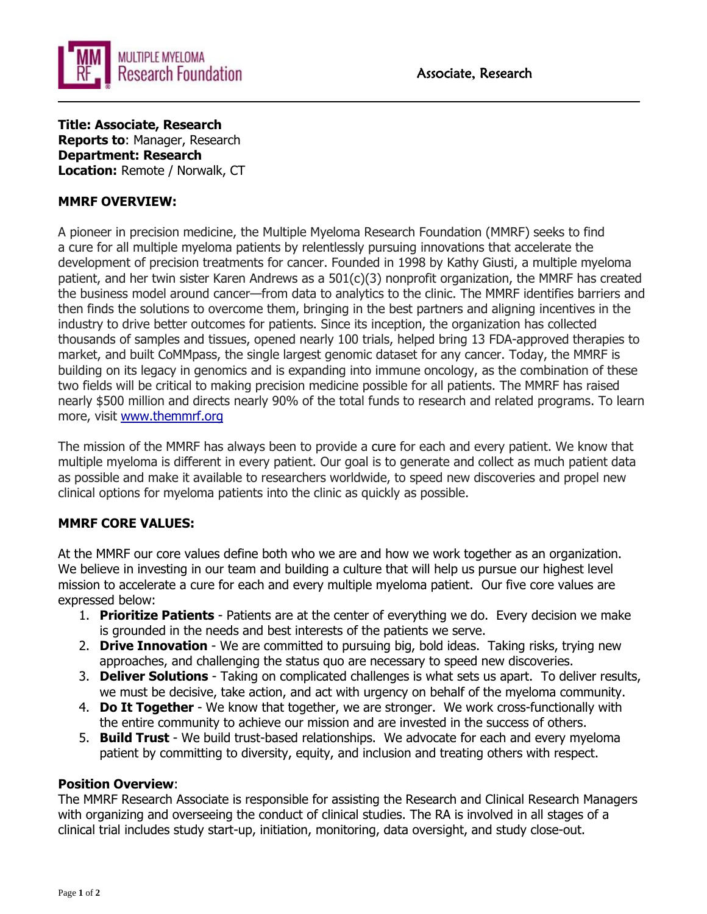**Title: Associate, Research**
**Reports to**: Manager, Research
**Department: Research**
**Location:** Remote / Norwalk, CT

**MMRF OVERVIEW:**

A pioneer in precision medicine, the Multiple Myeloma Research Foundation (MMRF) seeks to find a cure for all multiple myeloma patients by relentlessly pursuing innovations that accelerate the development of precision treatments for cancer. Founded in 1998 by Kathy Giusti, a multiple myeloma patient, and her twin sister Karen Andrews as a 501(c)(3) nonprofit organization, the MMRF has created the business model around cancer—from data to analytics to the clinic. The MMRF identifies barriers and then finds the solutions to overcome them, bringing in the best partners and aligning incentives in the industry to drive better outcomes for patients. Since its inception, the organization has collected thousands of samples and tissues, opened nearly 100 trials, helped bring 13 FDA-approved therapies to market, and built CoMMpass, the single largest genomic dataset for any cancer. Today, the MMRF is building on its legacy in genomics and is expanding into immune oncology, as the combination of these two fields will be critical to making precision medicine possible for all patients. The MMRF has raised nearly $500 million and directs nearly 90% of the total funds to research and related programs. To learn more, visit [www.themmrf.org](www.themmrf.org)

The mission of the MMRF has always been to provide a cure for each and every patient. We know that multiple myeloma is different in every patient. Our goal is to generate and collect as much patient data as possible and make it available to researchers worldwide, to speed new discoveries and propel new clinical options for myeloma patients into the clinic as quickly as possible.

**MMRF CORE VALUES:**

At the MMRF our core values define both who we are and how we work together as an organization. We believe in investing in our team and building a culture that will help us pursue our highest level mission to accelerate a cure for each and every multiple myeloma patient. Our five core values are expressed below:

1. **Prioritize Patients** - Patients are at the center of everything we do. Every decision we make is grounded in the needs and best interests of the patients we serve.
2. **Drive Innovation** - We are committed to pursuing big, bold ideas. Taking risks, trying new approaches, and challenging the status quo are necessary to speed new discoveries.
3. **Deliver Solutions** - Taking on complicated challenges is what sets us apart. To deliver results, we must be decisive, take action, and act with urgency on behalf of the myeloma community.
4. **Do It Together** - We know that together, we are stronger. We work cross-functionally with the entire community to achieve our mission and are invested in the success of others.
5. **Build Trust** - We build trust-based relationships. We advocate for each and every myeloma patient by committing to diversity, equity, and inclusion and treating others with respect.

**Position Overview**:
The MMRF Research Associate is responsible for assisting the Research and Clinical Research Managers with organizing and overseeing the conduct of clinical studies. The RA is involved in all stages of a clinical trial includes study start-up, initiation, monitoring, data oversight, and study close-out.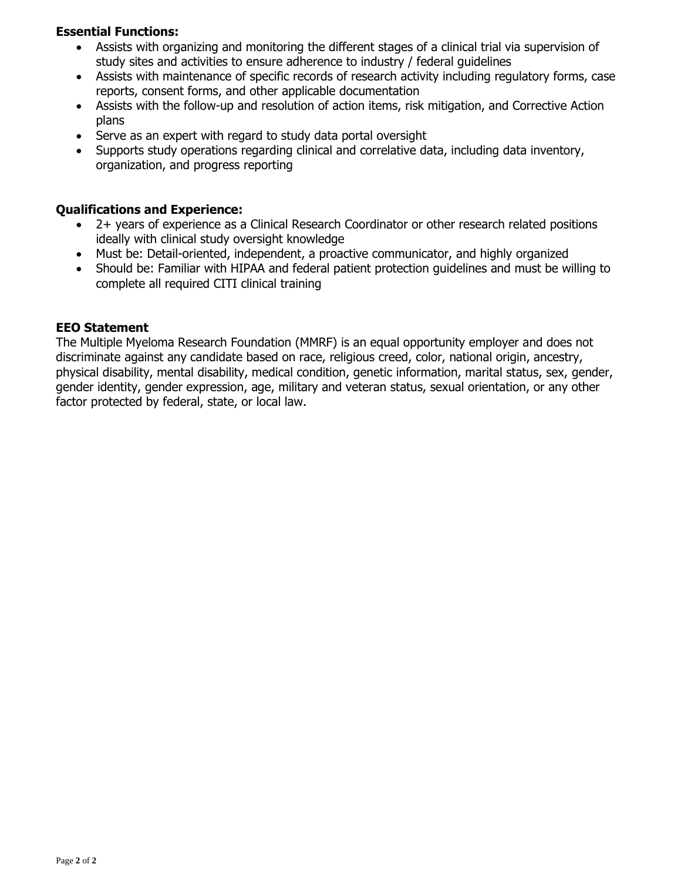**Essential Functions:**

- Assists with organizing and monitoring the different stages of a clinical trial via supervision of study sites and activities to ensure adherence to industry / federal guidelines
- Assists with maintenance of specific records of research activity including regulatory forms, case reports, consent forms, and other applicable documentation
- Assists with the follow-up and resolution of action items, risk mitigation, and Corrective Action plans
- Serve as an expert with regard to study data portal oversight
- Supports study operations regarding clinical and correlative data, including data inventory, organization, and progress reporting

**Qualifications and Experience:**

- 2+ years of experience as a Clinical Research Coordinator or other research related positions ideally with clinical study oversight knowledge
- Must be: Detail-oriented, independent, a proactive communicator, and highly organized
- Should be: Familiar with HIPAA and federal patient protection guidelines and must be willing to complete all required CITI clinical training

**EEO Statement**

The Multiple Myeloma Research Foundation (MMRF) is an equal opportunity employer and does not discriminate against any candidate based on race, religious creed, color, national origin, ancestry, physical disability, mental disability, medical condition, genetic information, marital status, sex, gender, gender identity, gender expression, age, military and veteran status, sexual orientation, or any other factor protected by federal, state, or local law.